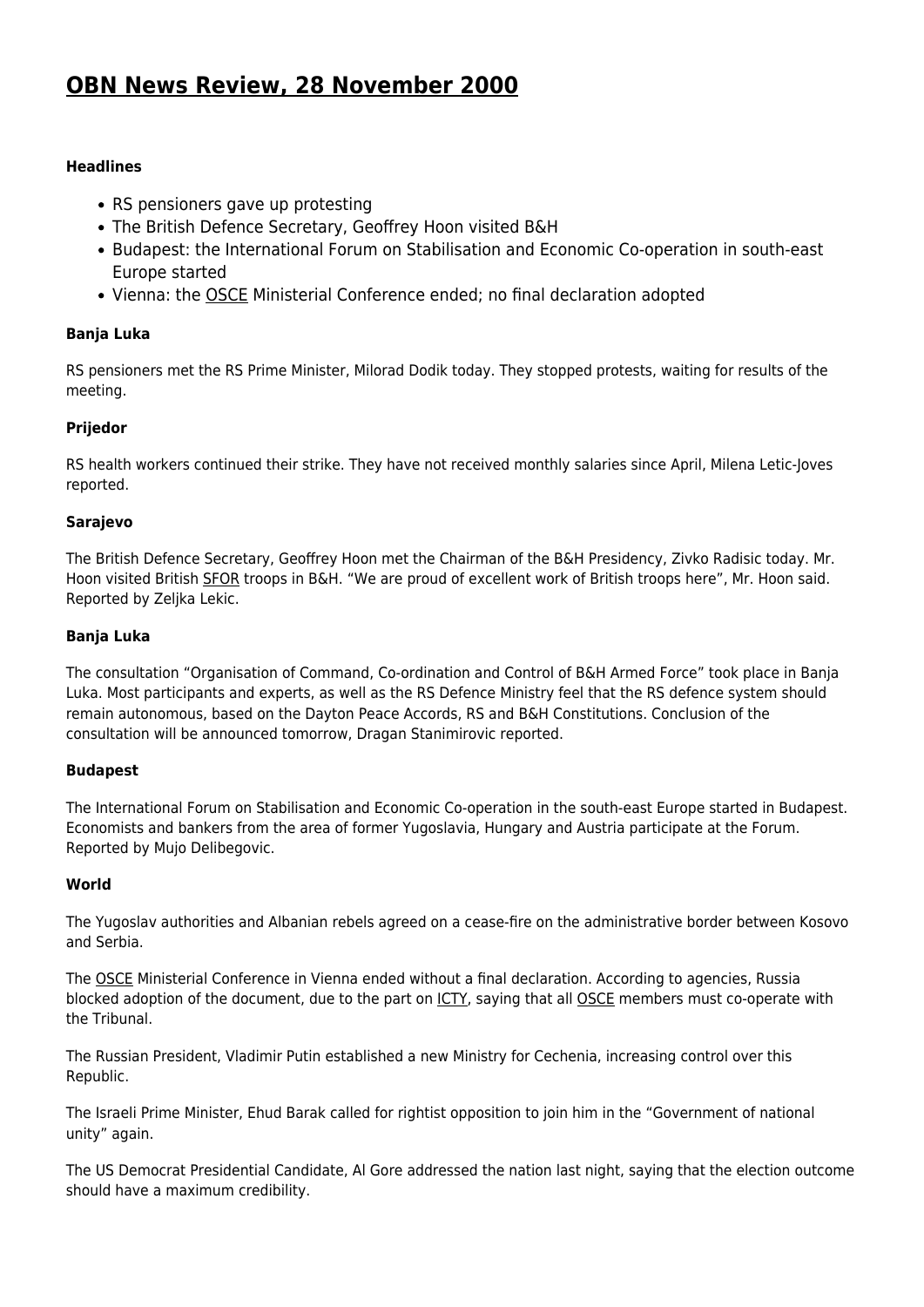# OBN News Review, 28 November 2000

**Headlines**

- RS pensioners gave up protesting
- The British Defence Secretary, Geoffrey Hoon visited B&H
- Budapest: the International Forum on Stabilisation and Economic Co-operation in south-east Europe started
- Vienna: the OSCE Ministerial Conference ended; no final declaration adopted

**Banja Luka**

RS pensioners met the RS Prime Minister, Milorad Dodik today. They stopped protests, waiting for results of the meeting.

**Prijedor**

RS health workers continued their strike. They have not received monthly salaries since April, Milena Letic-Joves reported.

**Sarajevo**

The British Defence Secretary, Geoffrey Hoon met the Chairman of the B&H Presidency, Zivko Radisic today. Mr. Hoon visited British SFOR troops in B&H. "We are proud of excellent work of British troops here", Mr. Hoon said. Reported by Zeljka Lekic.

**Banja Luka**

The consultation "Organisation of Command, Co-ordination and Control of B&H Armed Force" took place in Banja Luka. Most participants and experts, as well as the RS Defence Ministry feel that the RS defence system should remain autonomous, based on the Dayton Peace Accords, RS and B&H Constitutions. Conclusion of the consultation will be announced tomorrow, Dragan Stanimirovic reported.

**Budapest**

The International Forum on Stabilisation and Economic Co-operation in the south-east Europe started in Budapest. Economists and bankers from the area of former Yugoslavia, Hungary and Austria participate at the Forum. Reported by Mujo Delibegovic.

**World**

The Yugoslav authorities and Albanian rebels agreed on a cease-fire on the administrative border between Kosovo and Serbia.

The OSCE Ministerial Conference in Vienna ended without a final declaration. According to agencies, Russia blocked adoption of the document, due to the part on ICTY, saying that all OSCE members must co-operate with the Tribunal.

The Russian President, Vladimir Putin established a new Ministry for Cechenia, increasing control over this Republic.

The Israeli Prime Minister, Ehud Barak called for rightist opposition to join him in the "Government of national unity" again.

The US Democrat Presidential Candidate, Al Gore addressed the nation last night, saying that the election outcome should have a maximum credibility.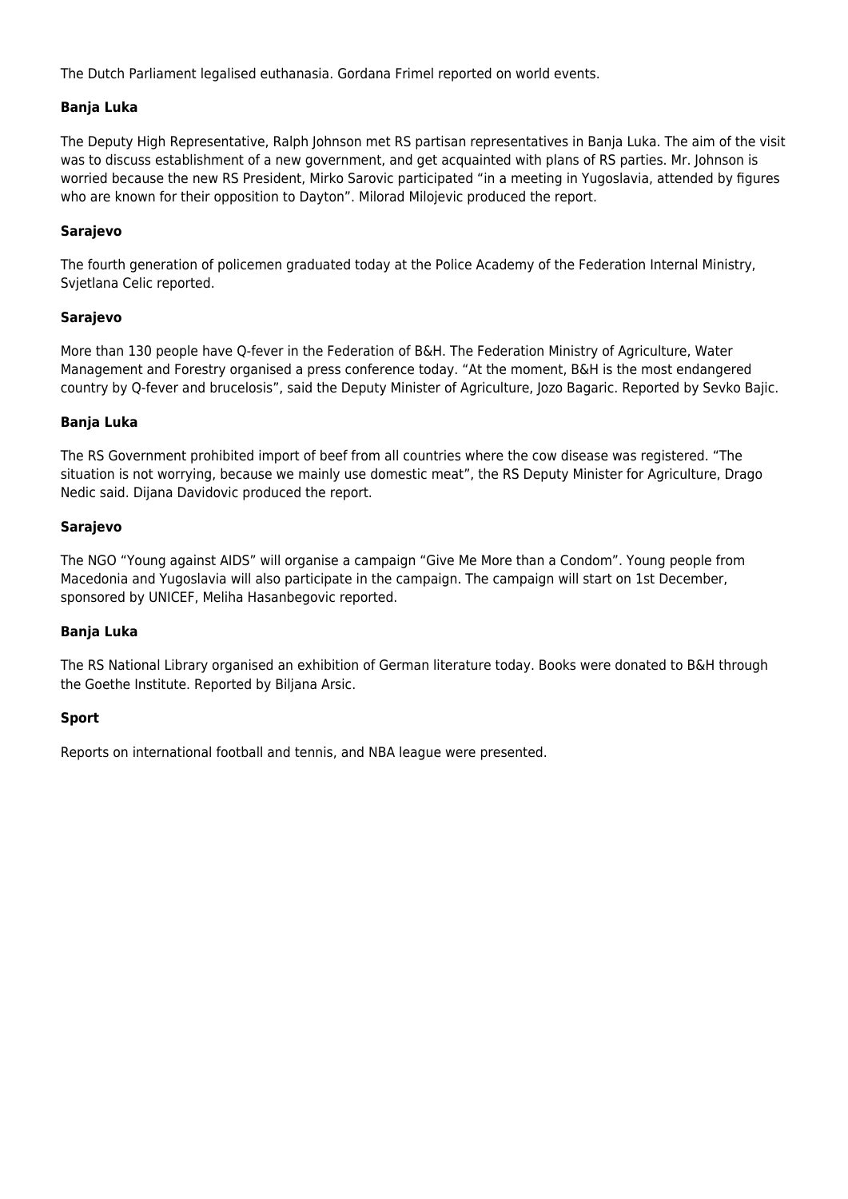The Dutch Parliament legalised euthanasia. Gordana Frimel reported on world events.

**Banja Luka**

The Deputy High Representative, Ralph Johnson met RS partisan representatives in Banja Luka. The aim of the visit was to discuss establishment of a new government, and get acquainted with plans of RS parties. Mr. Johnson is worried because the new RS President, Mirko Sarovic participated "in a meeting in Yugoslavia, attended by figures who are known for their opposition to Dayton". Milorad Milojevic produced the report.

**Sarajevo**

The fourth generation of policemen graduated today at the Police Academy of the Federation Internal Ministry, Svjetlana Celic reported.

**Sarajevo**

More than 130 people have Q-fever in the Federation of B&H. The Federation Ministry of Agriculture, Water Management and Forestry organised a press conference today. "At the moment, B&H is the most endangered country by Q-fever and brucelosis", said the Deputy Minister of Agriculture, Jozo Bagaric. Reported by Sevko Bajic.

**Banja Luka**

The RS Government prohibited import of beef from all countries where the cow disease was registered. "The situation is not worrying, because we mainly use domestic meat", the RS Deputy Minister for Agriculture, Drago Nedic said. Dijana Davidovic produced the report.

**Sarajevo**

The NGO "Young against AIDS" will organise a campaign "Give Me More than a Condom". Young people from Macedonia and Yugoslavia will also participate in the campaign. The campaign will start on 1st December, sponsored by UNICEF, Meliha Hasanbegovic reported.

**Banja Luka**

The RS National Library organised an exhibition of German literature today. Books were donated to B&H through the Goethe Institute. Reported by Biljana Arsic.

**Sport**

Reports on international football and tennis, and NBA league were presented.